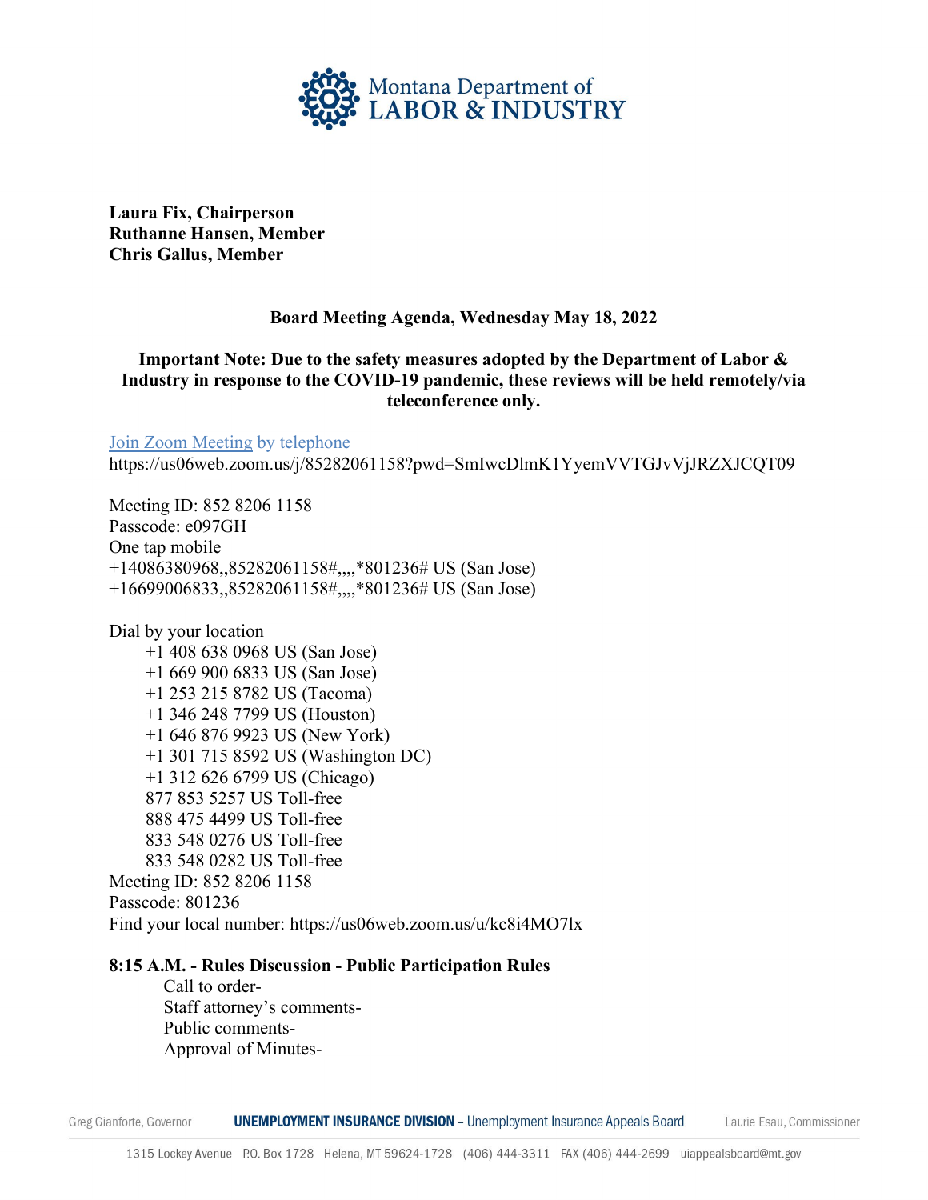Montana Department of LABOR & INDUSTRY

**Laura Fix, Chairperson**
**Ruthanne Hansen, Member**
**Chris Gallus, Member**

**Board Meeting Agenda, Wednesday May 18, 2022**

**Important Note: Due to the safety measures adopted by the Department of Labor & Industry in response to the COVID-19 pandemic, these reviews will be held remotely/via teleconference only.**

Join Zoom Meeting by telephone
https://us06web.zoom.us/j/85282061158?pwd=SmIwcDlmK1YyemVVTGJvVjJRZXJCQT09

Meeting ID: 852 8206 1158
Passcode: e097GH
One tap mobile
+14086380968,,85282061158#,,,,*801236# US (San Jose)
+16699006833,,85282061158#,,,,*801236# US (San Jose)

Dial by your location
- +1 408 638 0968 US (San Jose)
- +1 669 900 6833 US (San Jose)
- +1 253 215 8782 US (Tacoma)
- +1 346 248 7799 US (Houston)
- +1 646 876 9923 US (New York)
- +1 301 715 8592 US (Washington DC)
- +1 312 626 6799 US (Chicago)
- 877 853 5257 US Toll-free
- 888 475 4499 US Toll-free
- 833 548 0276 US Toll-free
- 833 548 0282 US Toll-free

Meeting ID: 852 8206 1158
Passcode: 801236
Find your local number: https://us06web.zoom.us/u/kc8i4MO7lx

**8:15 A.M. - Rules Discussion - Public Participation Rules**

- Call to order-
- Staff attorney's comments-
- Public comments-
- Approval of Minutes-

Greg Gianforte, Governor | **UNEMPLOYMENT INSURANCE DIVISION** – Unemployment Insurance Appeals Board | Laurie Esau, Commissioner

1315 Lockey Avenue P.O. Box 1728 Helena, MT 59624-1728 (406) 444-3311 FAX (406) 444-2699 uiappealsboard@mt.gov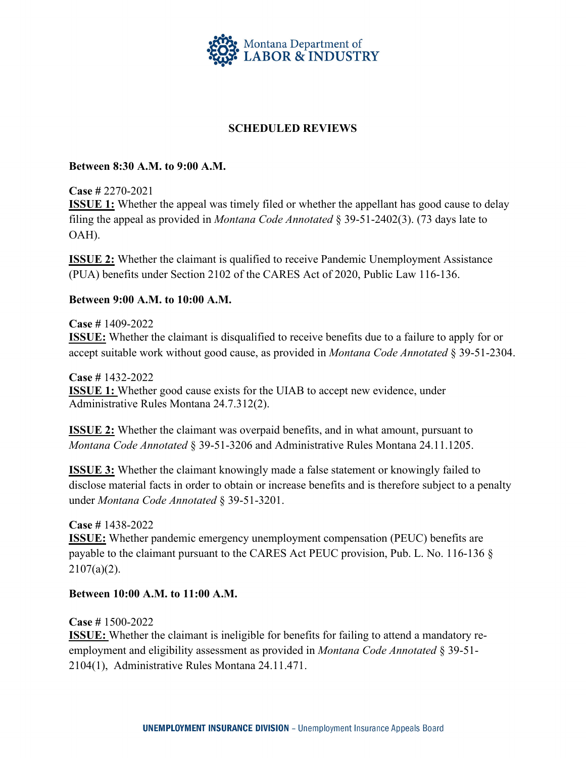## SCHEDULED REVIEWS

**Between 8:30 A.M. to 9:00 A.M.**

**Case #** 2270-2021
**ISSUE 1:** Whether the appeal was timely filed or whether the appellant has good cause to delay filing the appeal as provided in *Montana Code Annotated* § 39-51-2402(3). (73 days late to OAH).

**ISSUE 2:** Whether the claimant is qualified to receive Pandemic Unemployment Assistance (PUA) benefits under Section 2102 of the CARES Act of 2020, Public Law 116-136.

**Between 9:00 A.M. to 10:00 A.M.**

**Case #** 1409-2022
**ISSUE:** Whether the claimant is disqualified to receive benefits due to a failure to apply for or accept suitable work without good cause, as provided in *Montana Code Annotated* § 39-51-2304.

**Case #** 1432-2022
**ISSUE 1:** Whether good cause exists for the UIAB to accept new evidence, under Administrative Rules Montana 24.7.312(2).

**ISSUE 2:** Whether the claimant was overpaid benefits, and in what amount, pursuant to *Montana Code Annotated* § 39-51-3206 and Administrative Rules Montana 24.11.1205.

**ISSUE 3:** Whether the claimant knowingly made a false statement or knowingly failed to disclose material facts in order to obtain or increase benefits and is therefore subject to a penalty under *Montana Code Annotated* § 39-51-3201.

**Case #** 1438-2022
**ISSUE:** Whether pandemic emergency unemployment compensation (PEUC) benefits are payable to the claimant pursuant to the CARES Act PEUC provision, Pub. L. No. 116-136 § 2107(a)(2).

**Between 10:00 A.M. to 11:00 A.M.**

**Case #** 1500-2022
**ISSUE:** Whether the claimant is ineligible for benefits for failing to attend a mandatory re-employment and eligibility assessment as provided in *Montana Code Annotated* § 39-51-2104(1), Administrative Rules Montana 24.11.471.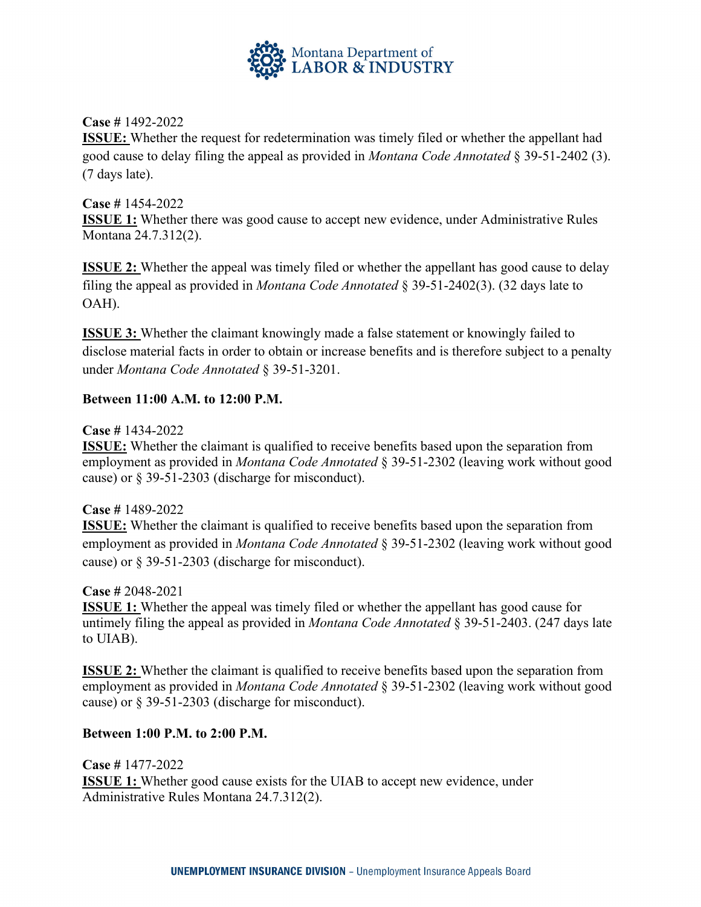**Case #** 1492-2022
**ISSUE:** Whether the request for redetermination was timely filed or whether the appellant had good cause to delay filing the appeal as provided in *Montana Code Annotated* § 39-51-2402 (3). (7 days late).

**Case #** 1454-2022
**ISSUE 1:** Whether there was good cause to accept new evidence, under Administrative Rules Montana 24.7.312(2).

**ISSUE 2:** Whether the appeal was timely filed or whether the appellant has good cause to delay filing the appeal as provided in *Montana Code Annotated* § 39-51-2402(3). (32 days late to OAH).

**ISSUE 3:** Whether the claimant knowingly made a false statement or knowingly failed to disclose material facts in order to obtain or increase benefits and is therefore subject to a penalty under *Montana Code Annotated* § 39-51-3201.

**Between 11:00 A.M. to 12:00 P.M.**

**Case #** 1434-2022
**ISSUE:** Whether the claimant is qualified to receive benefits based upon the separation from employment as provided in *Montana Code Annotated* § 39-51-2302 (leaving work without good cause) or § 39-51-2303 (discharge for misconduct).

**Case #** 1489-2022
**ISSUE:** Whether the claimant is qualified to receive benefits based upon the separation from employment as provided in *Montana Code Annotated* § 39-51-2302 (leaving work without good cause) or § 39-51-2303 (discharge for misconduct).

**Case #** 2048-2021
**ISSUE 1:** Whether the appeal was timely filed or whether the appellant has good cause for untimely filing the appeal as provided in *Montana Code Annotated* § 39-51-2403. (247 days late to UIAB).

**ISSUE 2:** Whether the claimant is qualified to receive benefits based upon the separation from employment as provided in *Montana Code Annotated* § 39-51-2302 (leaving work without good cause) or § 39-51-2303 (discharge for misconduct).

**Between 1:00 P.M. to 2:00 P.M.**

**Case #** 1477-2022
**ISSUE 1:** Whether good cause exists for the UIAB to accept new evidence, under Administrative Rules Montana 24.7.312(2).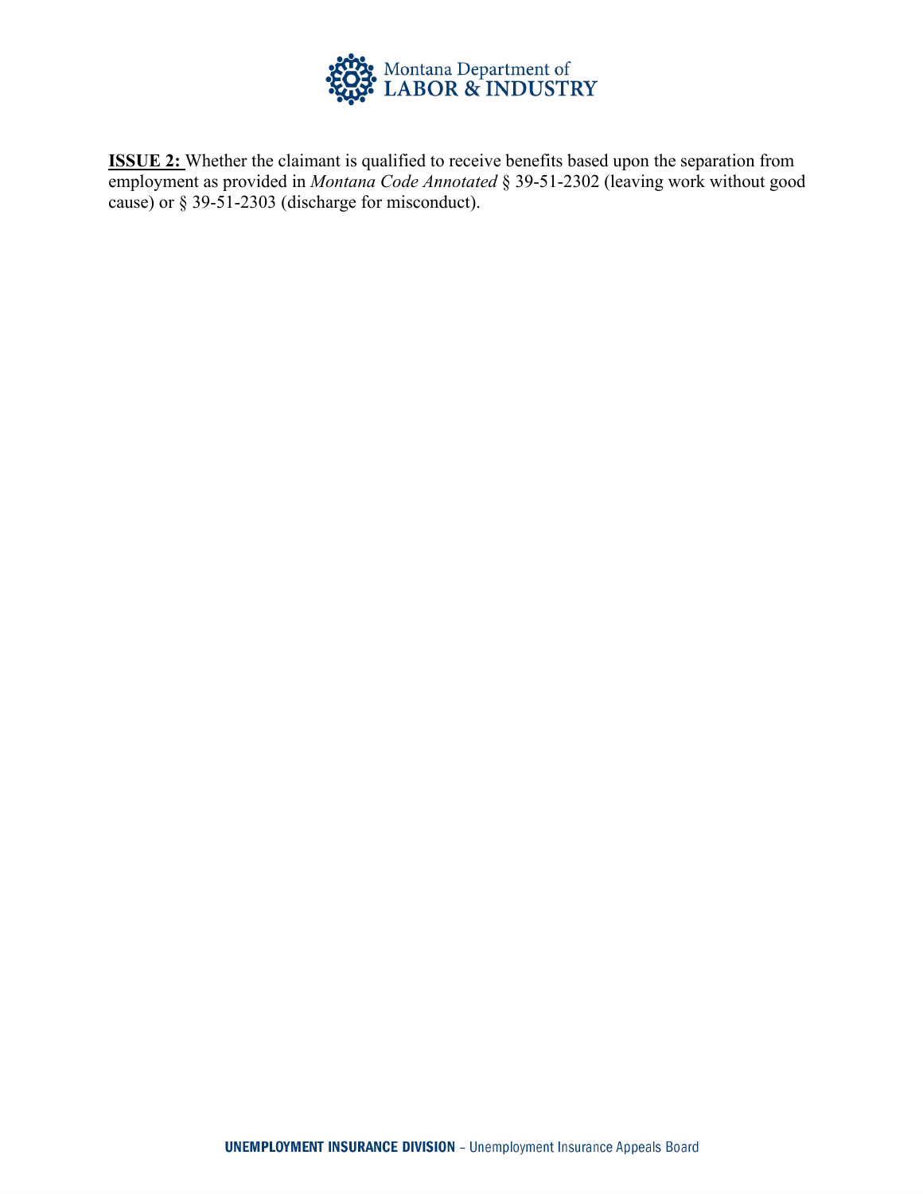**ISSUE 2:** Whether the claimant is qualified to receive benefits based upon the separation from employment as provided in *Montana Code Annotated* § 39-51-2302 (leaving work without good cause) or § 39-51-2303 (discharge for misconduct).